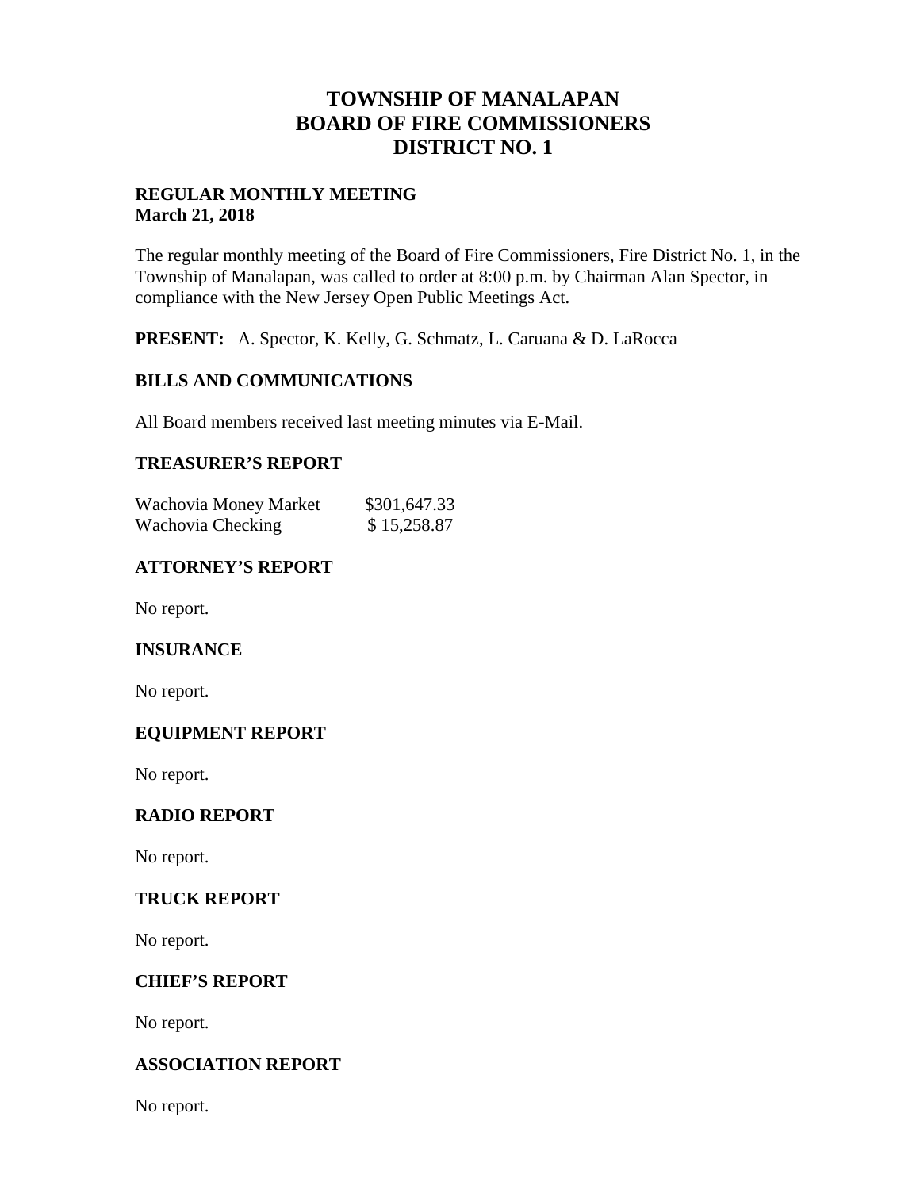# TOWNSHIP OF MANALAPAN
# BOARD OF FIRE COMMISSIONERS
# DISTRICT NO. 1

**REGULAR MONTHLY MEETING**
**March 21, 2018**

The regular monthly meeting of the Board of Fire Commissioners, Fire District No. 1, in the Township of Manalapan, was called to order at 8:00 p.m. by Chairman Alan Spector, in compliance with the New Jersey Open Public Meetings Act.

**PRESENT:** A. Spector, K. Kelly, G. Schmatz, L. Caruana & D. LaRocca

## BILLS AND COMMUNICATIONS

All Board members received last meeting minutes via E-Mail.

## TREASURER'S REPORT

| | |
|---|---|
| Wachovia Money Market | $301,647.33 |
| Wachovia Checking | $ 15,258.87 |

## ATTORNEY'S REPORT

No report.

## INSURANCE

No report.

## EQUIPMENT REPORT

No report.

## RADIO REPORT

No report.

## TRUCK REPORT

No report.

## CHIEF'S REPORT

No report.

## ASSOCIATION REPORT

No report.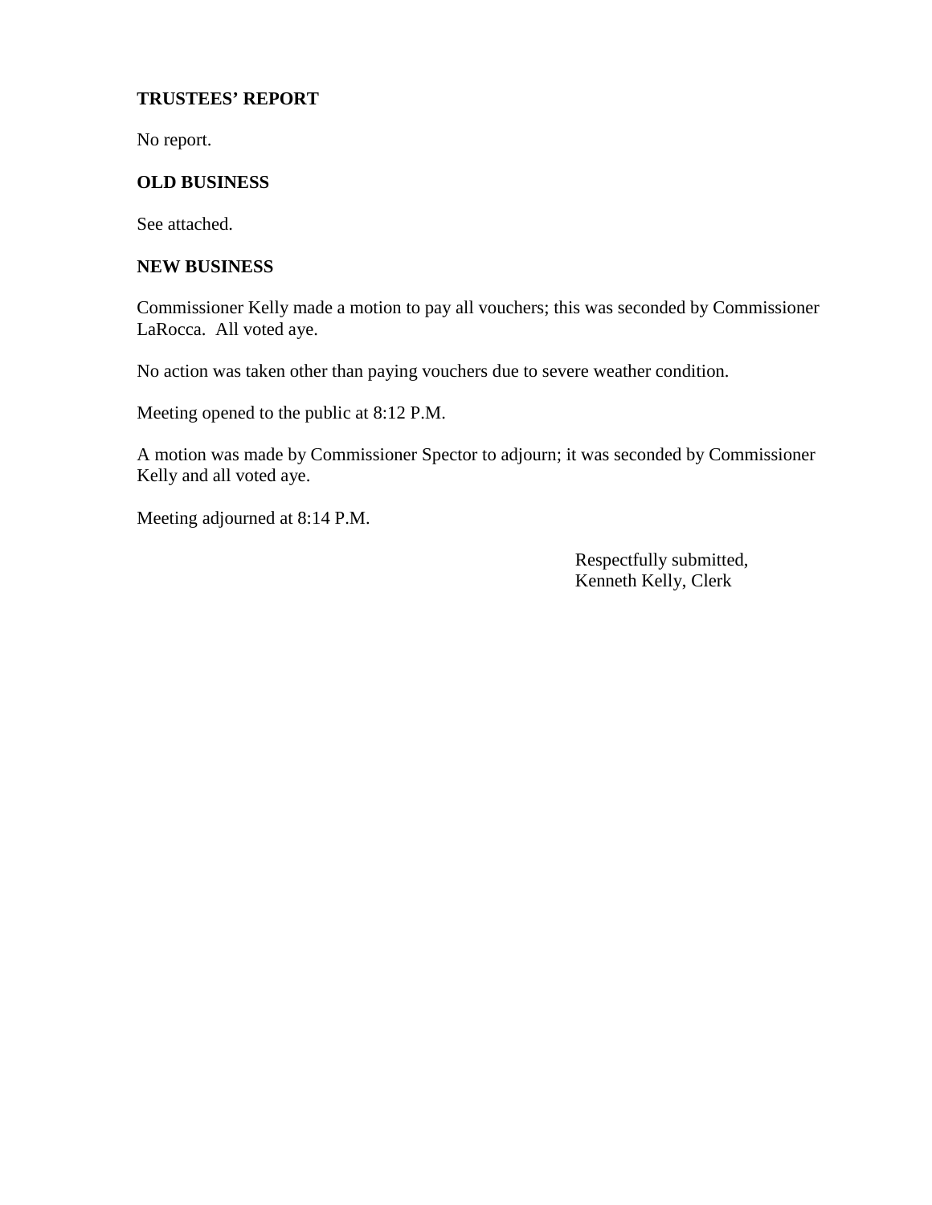**TRUSTEES' REPORT**

No report.

**OLD BUSINESS**

See attached.

**NEW BUSINESS**

Commissioner Kelly made a motion to pay all vouchers; this was seconded by Commissioner LaRocca. All voted aye.

No action was taken other than paying vouchers due to severe weather condition.

Meeting opened to the public at 8:12 P.M.

A motion was made by Commissioner Spector to adjourn; it was seconded by Commissioner Kelly and all voted aye.

Meeting adjourned at 8:14 P.M.

Respectfully submitted,
Kenneth Kelly, Clerk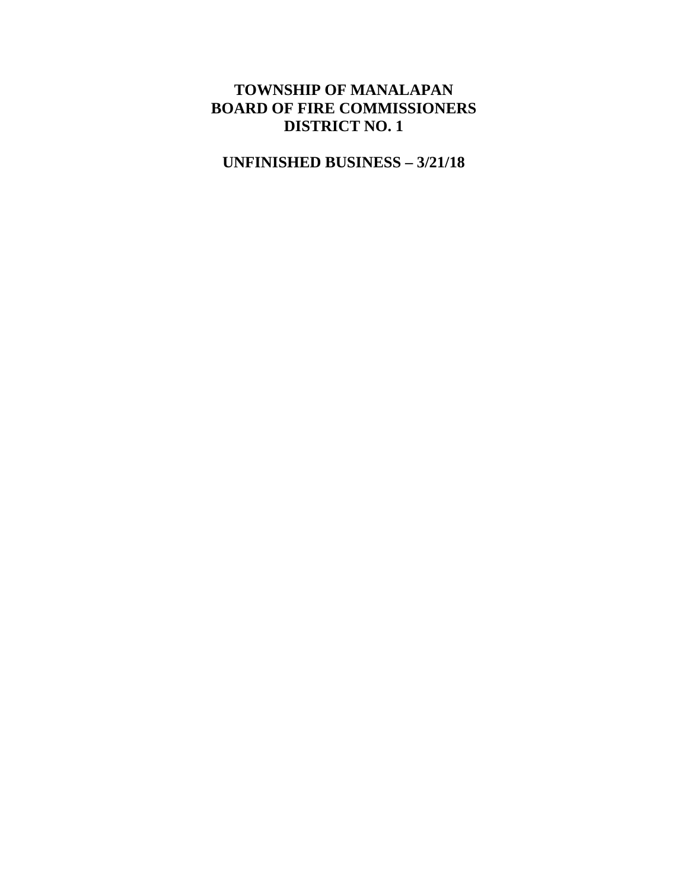# TOWNSHIP OF MANALAPAN
# BOARD OF FIRE COMMISSIONERS
# DISTRICT NO. 1

## UNFINISHED BUSINESS – 3/21/18